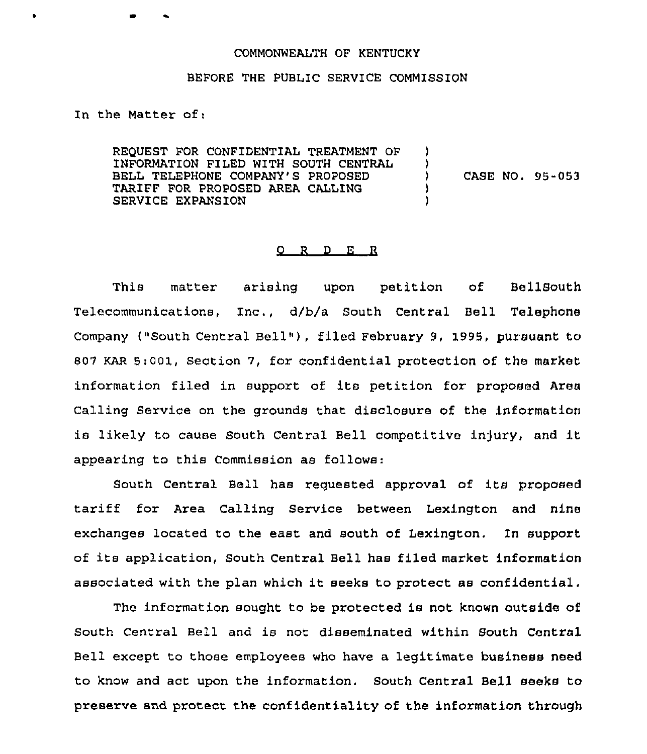COMMONWEALTH OF KENTUCKY

BEFORE THE PUBLIC SERVICE COMMISSION

In the Matter of:

REQUEST FOR CONFIDENTIAL TREATMENT OF INFORMATION FILED WITH SOUTH CENTRAL BELL TELEPHONE COMPANY'S PROPOSED TARIFF FOR PROPOSED AREA CALLING SERVICE EXPANSION ) CASE NO. 95-053

## O R D E R

This matter arising upon petition of BellSouth Telecommunications, Inc., d/b/a South Central Bell Telephone Company ("South Central Bell"), filed February 9, 1995, pursuant to 807 KAR 5:001, Section 7, for confidential protection of the market information filed in support of its petition for proposed Area Calling Service on the grounds that disclosure of the information is likely to cause South Central Bell competitive injury, and it appearing to this Commission as follows:

South Central Bell has requested approval of its proposed tariff for Area Calling Service between Lexington and nine exchanges located to the east and south of Lexington. In support of its application, South Central Bell has filed market information associated with the plan which it seeks to protect as confidential.

The information sought to be protected is not known outside of South Central Bell and is not disseminated within South Central Bell except to those employees who have a legitimate business need to know and act upon the information. South Central Bell seeks to preserve and protect the confidentiality of the information through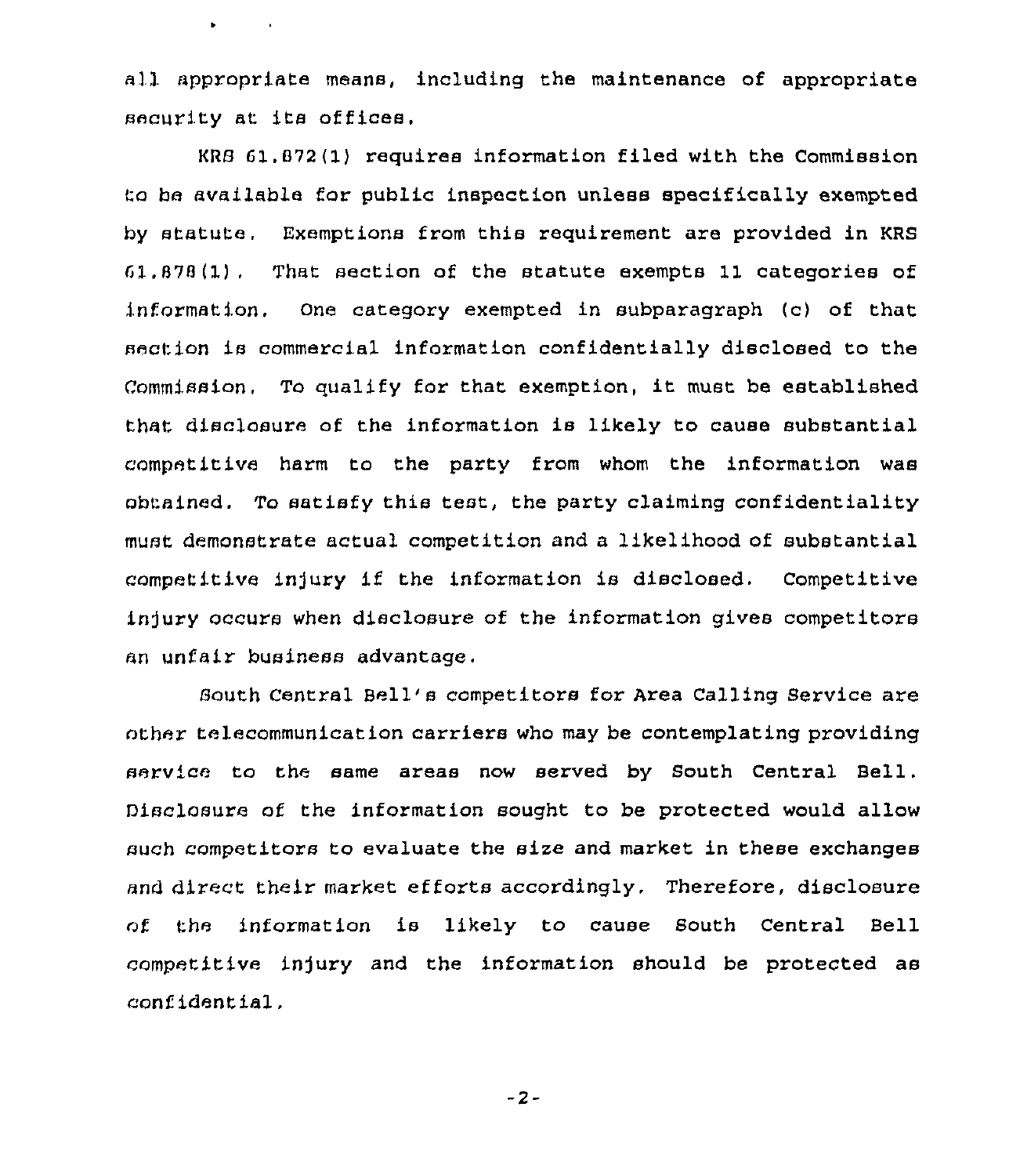all appropriate means, including the maintenance of appropriate security at its offices.

KRS 61.872(1) requires information filed with the Commission to be available for public inspection unless specifically exempted by statute. Exemptions from this requirement are provided in KRS 61.878(1). That section of the statute exempts 11 categories of information. One category exempted in subparagraph (c) of that section is commercial information confidentially disclosed to the Commission. To qualify for that exemption, it must be established that disclosure of the information is likely to cause substantial competitive harm to the party from whom the information was obtained. To satisfy this test, the party claiming confidentiality must demonstrate actual competition and a likelihood of substantial competitive injury if the information is disclosed. Competitive injury occurs when disclosure of the information gives competitors an unfair business advantage.

South Central Bell's competitors for Area Calling Service are other telecommunication carriers who may be contemplating providing service to the same areas now served by South Central Bell. Disclosure of the information sought to be protected would allow such competitors to evaluate the size and market in these exchanges and direct their market efforts accordingly. Therefore, disclosure of the information is likely to cause South Central Bell competitive injury and the information should be protected as confidential.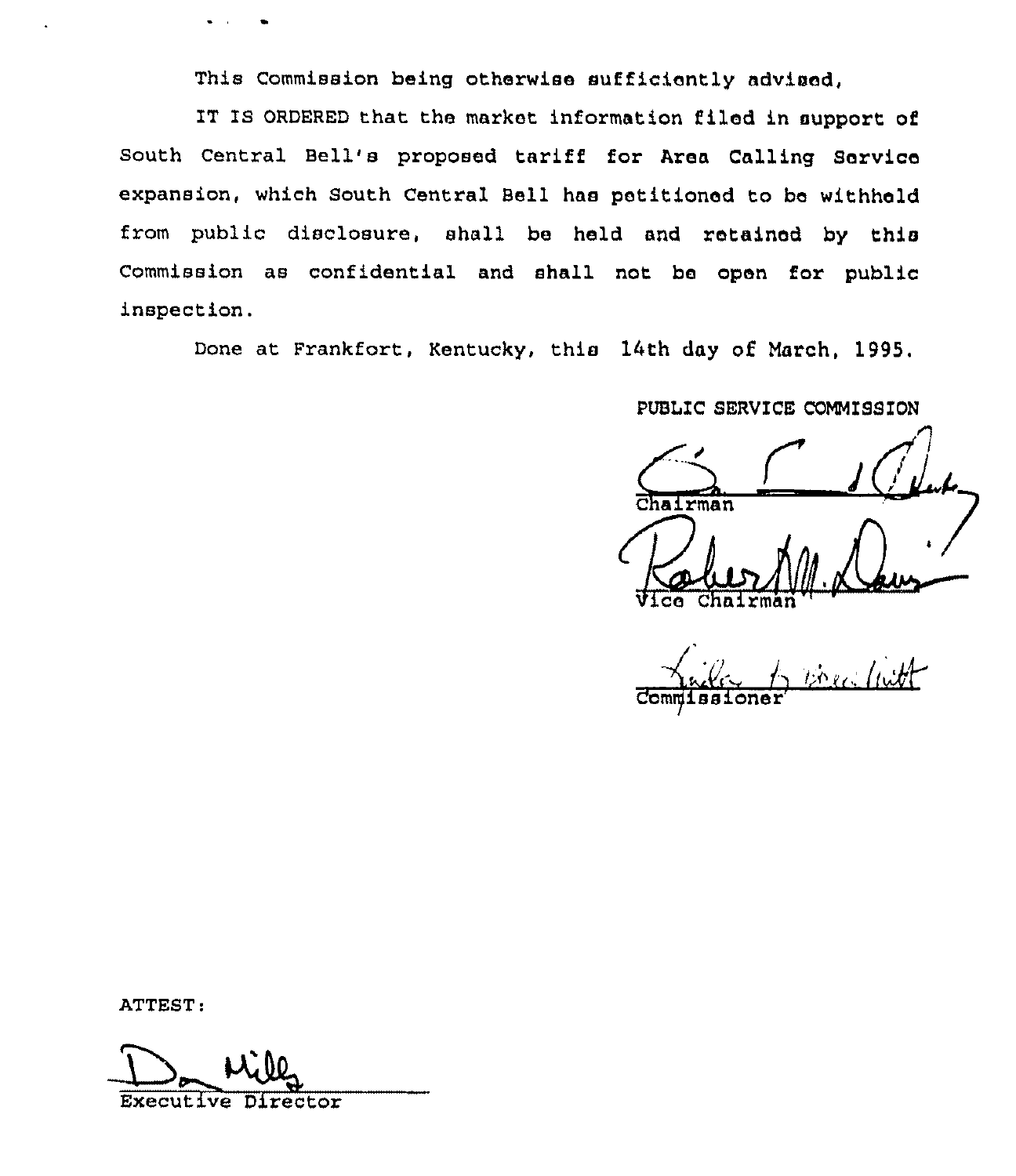This Commission being otherwise sufficiently advised,

IT IS ORDERED that the market information filed in support of South Central Bell's proposed tariff for Area Calling Service expansion, which South Central Bell has petitioned to be withheld from public disclosure, shall be held and retained by this Commission as confidential and shall not be open for public inspection.

Done at Frankfort, Kentucky, this 14th day of March, 1995.

PUBLIC SERVICE COMMISSION

Chairman

Vice Chairman

Commissioner

ATTEST:

Executive Director